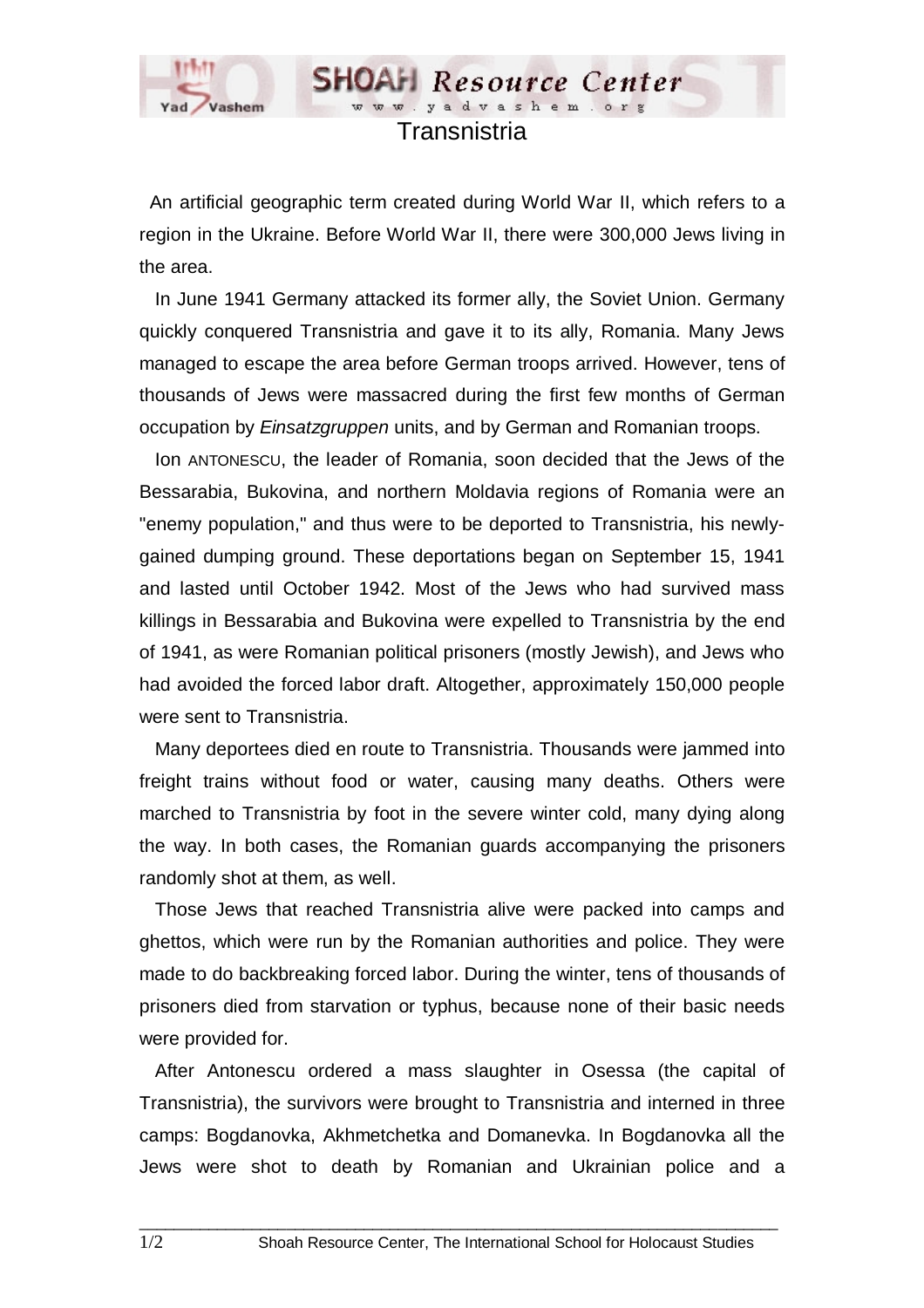# Transnistria

An artificial geographic term created during World War II, which refers to a region in the Ukraine. Before World War II, there were 300,000 Jews living in the area.

In June 1941 Germany attacked its former ally, the Soviet Union. Germany quickly conquered Transnistria and gave it to its ally, Romania. Many Jews managed to escape the area before German troops arrived. However, tens of thousands of Jews were massacred during the first few months of German occupation by *Einsatzgruppen* units, and by German and Romanian troops.

Ion ANTONESCU, the leader of Romania, soon decided that the Jews of the Bessarabia, Bukovina, and northern Moldavia regions of Romania were an "enemy population," and thus were to be deported to Transnistria, his newly-gained dumping ground. These deportations began on September 15, 1941 and lasted until October 1942. Most of the Jews who had survived mass killings in Bessarabia and Bukovina were expelled to Transnistria by the end of 1941, as were Romanian political prisoners (mostly Jewish), and Jews who had avoided the forced labor draft. Altogether, approximately 150,000 people were sent to Transnistria.

Many deportees died en route to Transnistria. Thousands were jammed into freight trains without food or water, causing many deaths. Others were marched to Transnistria by foot in the severe winter cold, many dying along the way. In both cases, the Romanian guards accompanying the prisoners randomly shot at them, as well.

Those Jews that reached Transnistria alive were packed into camps and ghettos, which were run by the Romanian authorities and police. They were made to do backbreaking forced labor. During the winter, tens of thousands of prisoners died from starvation or typhus, because none of their basic needs were provided for.

After Antonescu ordered a mass slaughter in Osessa (the capital of Transnistria), the survivors were brought to Transnistria and interned in three camps: Bogdanovka, Akhmetchetka and Domanevka. In Bogdanovka all the Jews were shot to death by Romanian and Ukrainian police and a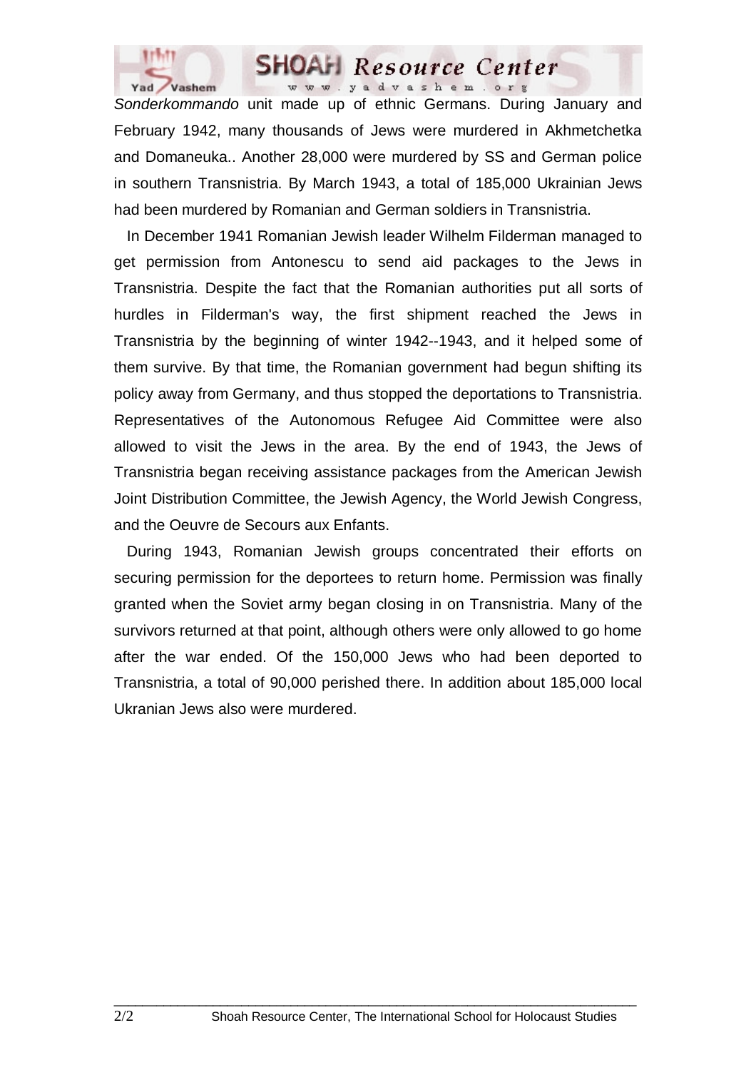*Sonderkommando* unit made up of ethnic Germans. During January and February 1942, many thousands of Jews were murdered in Akhmetchetka and Domaneuka.. Another 28,000 were murdered by SS and German police in southern Transnistria. By March 1943, a total of 185,000 Ukrainian Jews had been murdered by Romanian and German soldiers in Transnistria.

In December 1941 Romanian Jewish leader Wilhelm Filderman managed to get permission from Antonescu to send aid packages to the Jews in Transnistria. Despite the fact that the Romanian authorities put all sorts of hurdles in Filderman's way, the first shipment reached the Jews in Transnistria by the beginning of winter 1942--1943, and it helped some of them survive. By that time, the Romanian government had begun shifting its policy away from Germany, and thus stopped the deportations to Transnistria. Representatives of the Autonomous Refugee Aid Committee were also allowed to visit the Jews in the area. By the end of 1943, the Jews of Transnistria began receiving assistance packages from the American Jewish Joint Distribution Committee, the Jewish Agency, the World Jewish Congress, and the Oeuvre de Secours aux Enfants.

During 1943, Romanian Jewish groups concentrated their efforts on securing permission for the deportees to return home. Permission was finally granted when the Soviet army began closing in on Transnistria. Many of the survivors returned at that point, although others were only allowed to go home after the war ended. Of the 150,000 Jews who had been deported to Transnistria, a total of 90,000 perished there. In addition about 185,000 local Ukranian Jews also were murdered.